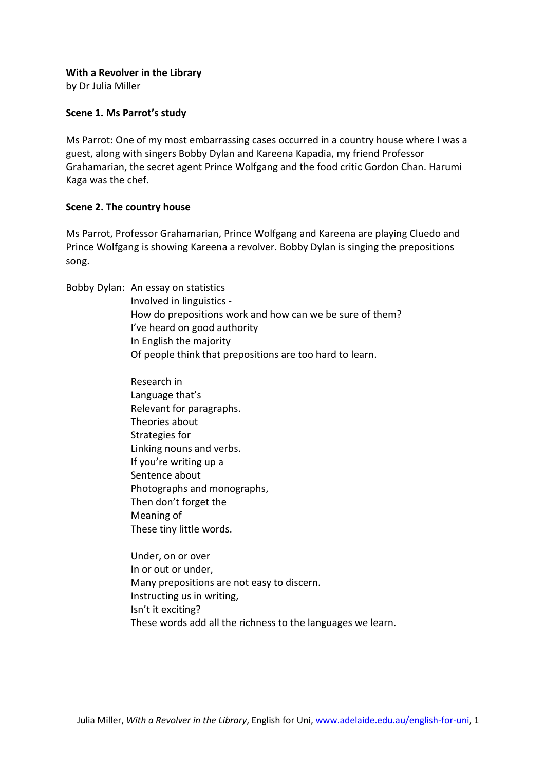**With a Revolver in the Library**
by Dr Julia Miller

**Scene 1. Ms Parrot's study**

Ms Parrot: One of my most embarrassing cases occurred in a country house where I was a guest, along with singers Bobby Dylan and Kareena Kapadia, my friend Professor Grahamarian, the secret agent Prince Wolfgang and the food critic Gordon Chan. Harumi Kaga was the chef.

**Scene 2. The country house**

Ms Parrot, Professor Grahamarian, Prince Wolfgang and Kareena are playing Cluedo and Prince Wolfgang is showing Kareena a revolver. Bobby Dylan is singing the prepositions song.

Bobby Dylan: An essay on statistics
Involved in linguistics -
How do prepositions work and how can we be sure of them?
I've heard on good authority
In English the majority
Of people think that prepositions are too hard to learn.

Research in
Language that's
Relevant for paragraphs.
Theories about
Strategies for
Linking nouns and verbs.
If you're writing up a
Sentence about
Photographs and monographs,
Then don't forget the
Meaning of
These tiny little words.

Under, on or over
In or out or under,
Many prepositions are not easy to discern.
Instructing us in writing,
Isn't it exciting?
These words add all the richness to the languages we learn.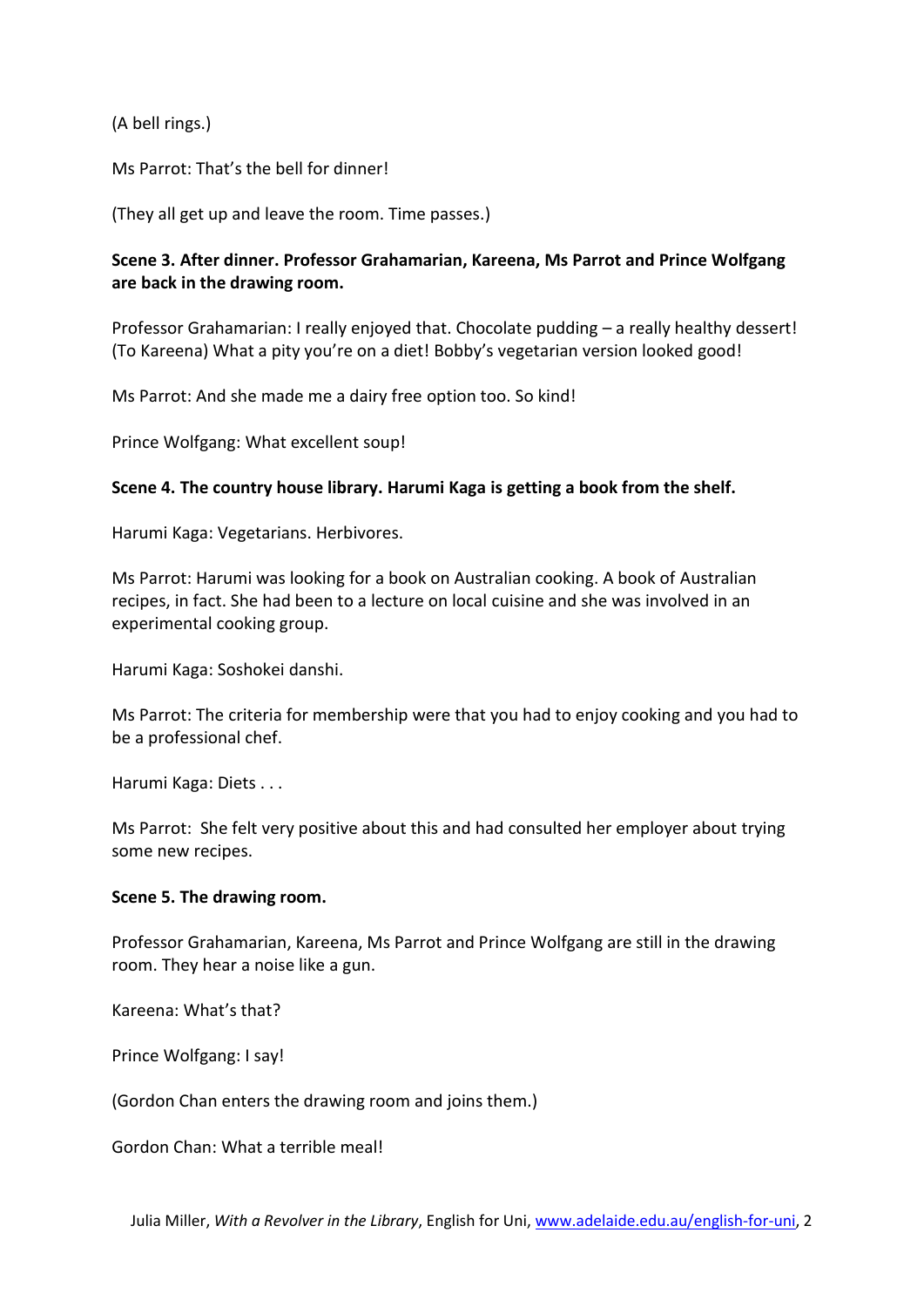(A bell rings.)

Ms Parrot: That's the bell for dinner!

(They all get up and leave the room. Time passes.)

**Scene 3. After dinner. Professor Grahamarian, Kareena, Ms Parrot and Prince Wolfgang are back in the drawing room.**

Professor Grahamarian: I really enjoyed that. Chocolate pudding – a really healthy dessert! (To Kareena) What a pity you're on a diet! Bobby's vegetarian version looked good!

Ms Parrot: And she made me a dairy free option too. So kind!

Prince Wolfgang: What excellent soup!

**Scene 4. The country house library. Harumi Kaga is getting a book from the shelf.**

Harumi Kaga: Vegetarians. Herbivores.

Ms Parrot: Harumi was looking for a book on Australian cooking. A book of Australian recipes, in fact. She had been to a lecture on local cuisine and she was involved in an experimental cooking group.

Harumi Kaga: Soshokei danshi.

Ms Parrot: The criteria for membership were that you had to enjoy cooking and you had to be a professional chef.

Harumi Kaga: Diets . . .

Ms Parrot: She felt very positive about this and had consulted her employer about trying some new recipes.

**Scene 5. The drawing room.**

Professor Grahamarian, Kareena, Ms Parrot and Prince Wolfgang are still in the drawing room. They hear a noise like a gun.

Kareena: What's that?

Prince Wolfgang: I say!

(Gordon Chan enters the drawing room and joins them.)

Gordon Chan: What a terrible meal!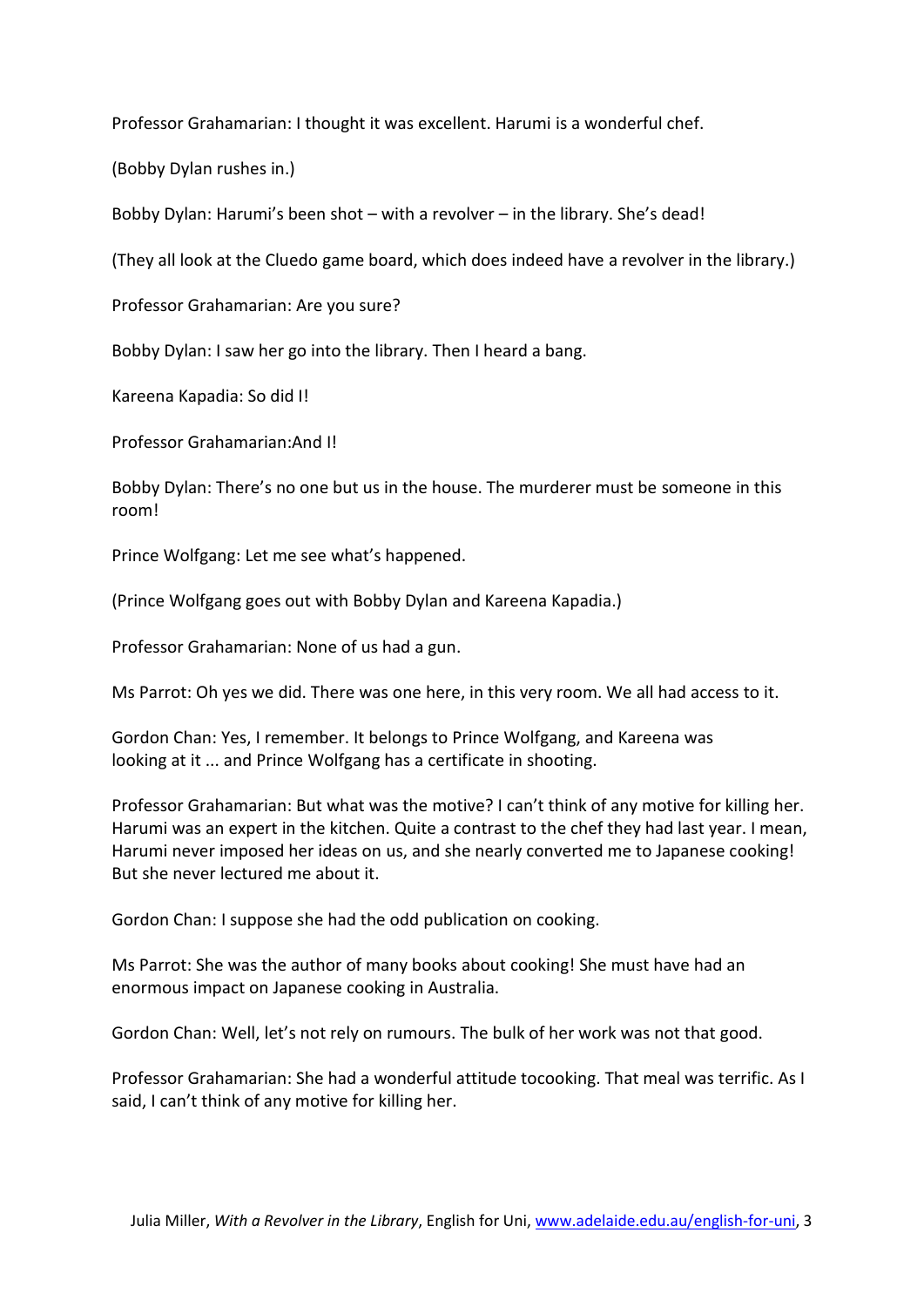Professor Grahamarian: I thought it was excellent. Harumi is a wonderful chef.

(Bobby Dylan rushes in.)

Bobby Dylan: Harumi's been shot – with a revolver – in the library. She's dead!

(They all look at the Cluedo game board, which does indeed have a revolver in the library.)

Professor Grahamarian: Are you sure?

Bobby Dylan: I saw her go into the library. Then I heard a bang.

Kareena Kapadia: So did I!

Professor Grahamarian:And I!

Bobby Dylan: There's no one but us in the house. The murderer must be someone in this room!

Prince Wolfgang: Let me see what's happened.

(Prince Wolfgang goes out with Bobby Dylan and Kareena Kapadia.)

Professor Grahamarian: None of us had a gun.

Ms Parrot: Oh yes we did. There was one here, in this very room. We all had access to it.

Gordon Chan: Yes, I remember. It belongs to Prince Wolfgang, and Kareena was looking at it ... and Prince Wolfgang has a certificate in shooting.

Professor Grahamarian: But what was the motive? I can't think of any motive for killing her. Harumi was an expert in the kitchen. Quite a contrast to the chef they had last year. I mean, Harumi never imposed her ideas on us, and she nearly converted me to Japanese cooking! But she never lectured me about it.

Gordon Chan: I suppose she had the odd publication on cooking.

Ms Parrot: She was the author of many books about cooking! She must have had an enormous impact on Japanese cooking in Australia.

Gordon Chan: Well, let's not rely on rumours. The bulk of her work was not that good.

Professor Grahamarian: She had a wonderful attitude tocooking. That meal was terrific. As I said, I can't think of any motive for killing her.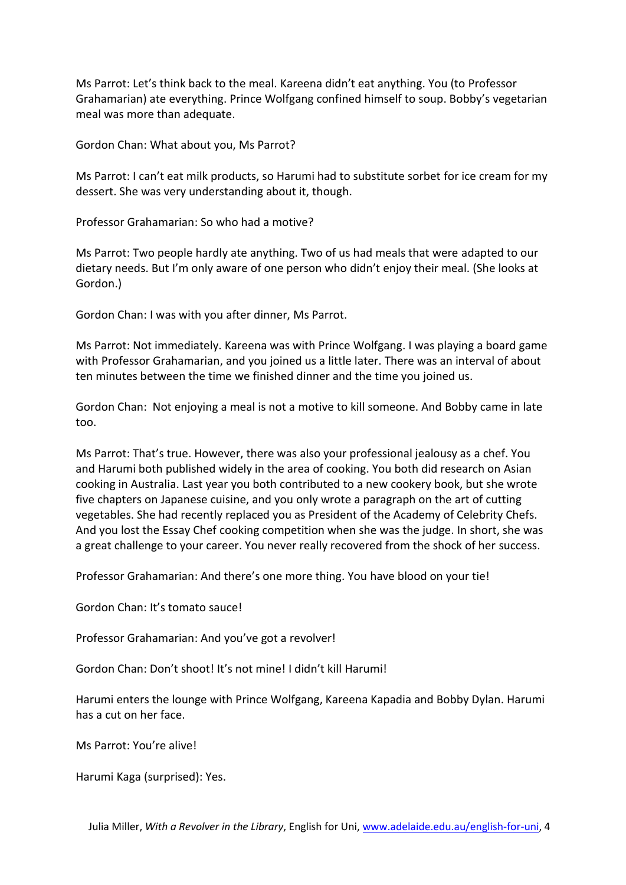Ms Parrot: Let's think back to the meal. Kareena didn't eat anything. You (to Professor Grahamarian) ate everything. Prince Wolfgang confined himself to soup. Bobby's vegetarian meal was more than adequate.

Gordon Chan: What about you, Ms Parrot?

Ms Parrot: I can't eat milk products, so Harumi had to substitute sorbet for ice cream for my dessert. She was very understanding about it, though.

Professor Grahamarian: So who had a motive?

Ms Parrot: Two people hardly ate anything. Two of us had meals that were adapted to our dietary needs. But I'm only aware of one person who didn't enjoy their meal. (She looks at Gordon.)

Gordon Chan: I was with you after dinner, Ms Parrot.

Ms Parrot: Not immediately. Kareena was with Prince Wolfgang. I was playing a board game with Professor Grahamarian, and you joined us a little later. There was an interval of about ten minutes between the time we finished dinner and the time you joined us.

Gordon Chan: Not enjoying a meal is not a motive to kill someone. And Bobby came in late too.

Ms Parrot: That's true. However, there was also your professional jealousy as a chef. You and Harumi both published widely in the area of cooking. You both did research on Asian cooking in Australia. Last year you both contributed to a new cookery book, but she wrote five chapters on Japanese cuisine, and you only wrote a paragraph on the art of cutting vegetables. She had recently replaced you as President of the Academy of Celebrity Chefs. And you lost the Essay Chef cooking competition when she was the judge. In short, she was a great challenge to your career. You never really recovered from the shock of her success.

Professor Grahamarian: And there's one more thing. You have blood on your tie!

Gordon Chan: It's tomato sauce!

Professor Grahamarian: And you've got a revolver!

Gordon Chan: Don't shoot! It's not mine! I didn't kill Harumi!

Harumi enters the lounge with Prince Wolfgang, Kareena Kapadia and Bobby Dylan. Harumi has a cut on her face.

Ms Parrot: You're alive!

Harumi Kaga (surprised): Yes.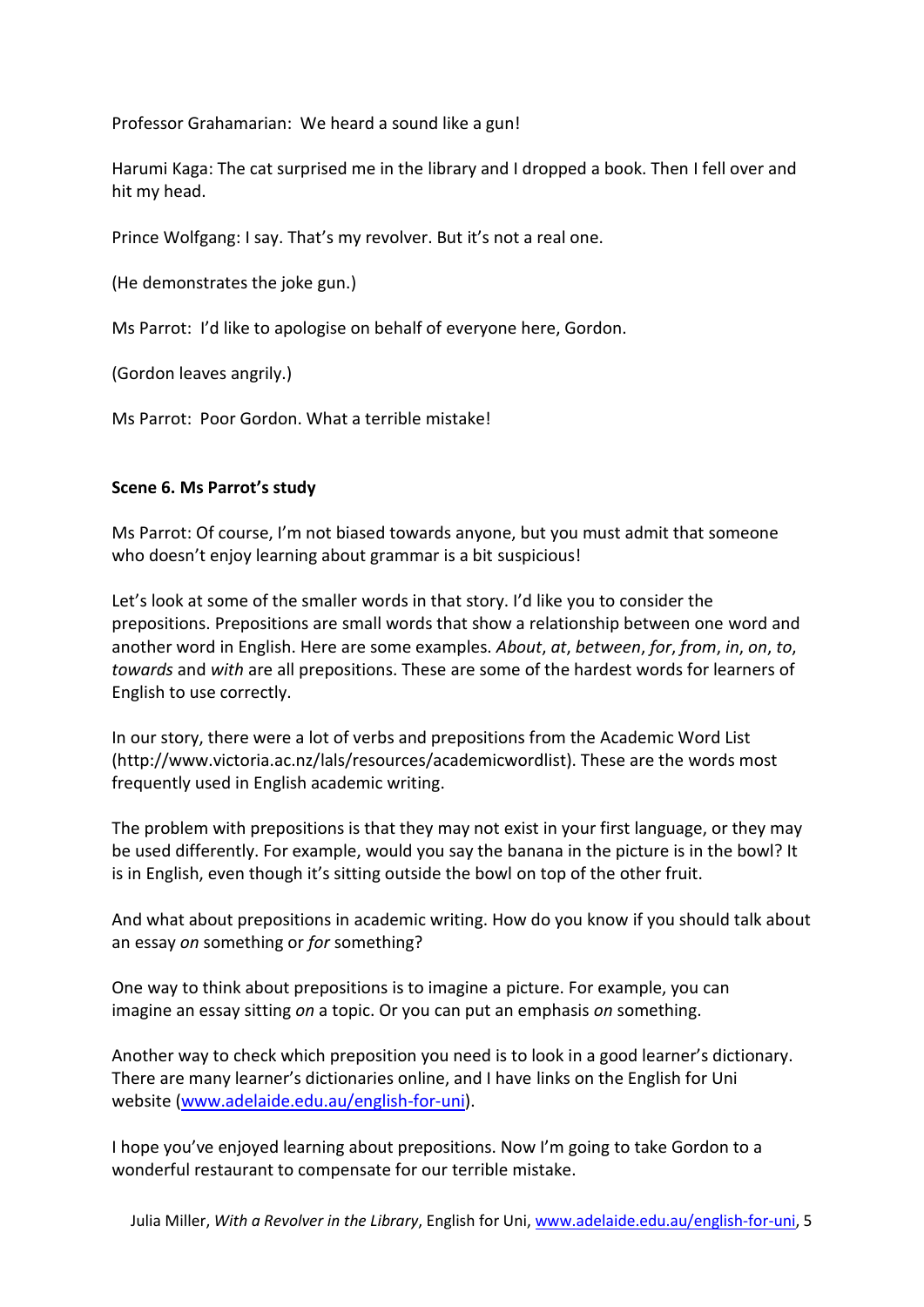Professor Grahamarian: We heard a sound like a gun!

Harumi Kaga: The cat surprised me in the library and I dropped a book. Then I fell over and hit my head.

Prince Wolfgang: I say. That's my revolver. But it's not a real one.

(He demonstrates the joke gun.)

Ms Parrot: I'd like to apologise on behalf of everyone here, Gordon.

(Gordon leaves angrily.)

Ms Parrot: Poor Gordon. What a terrible mistake!

**Scene 6. Ms Parrot's study**

Ms Parrot: Of course, I'm not biased towards anyone, but you must admit that someone who doesn't enjoy learning about grammar is a bit suspicious!

Let's look at some of the smaller words in that story. I'd like you to consider the prepositions. Prepositions are small words that show a relationship between one word and another word in English. Here are some examples. *About*, *at*, *between*, *for*, *from*, *in*, *on*, *to*, *towards* and *with* are all prepositions. These are some of the hardest words for learners of English to use correctly.

In our story, there were a lot of verbs and prepositions from the Academic Word List (http://www.victoria.ac.nz/lals/resources/academicwordlist). These are the words most frequently used in English academic writing.

The problem with prepositions is that they may not exist in your first language, or they may be used differently. For example, would you say the banana in the picture is in the bowl? It is in English, even though it's sitting outside the bowl on top of the other fruit.

And what about prepositions in academic writing. How do you know if you should talk about an essay *on* something or *for* something?

One way to think about prepositions is to imagine a picture. For example, you can imagine an essay sitting *on* a topic. Or you can put an emphasis *on* something.

Another way to check which preposition you need is to look in a good learner's dictionary. There are many learner's dictionaries online, and I have links on the English for Uni website (www.adelaide.edu.au/english-for-uni).

I hope you've enjoyed learning about prepositions. Now I'm going to take Gordon to a wonderful restaurant to compensate for our terrible mistake.

Julia Miller, *With a Revolver in the Library*, English for Uni, www.adelaide.edu.au/english-for-uni